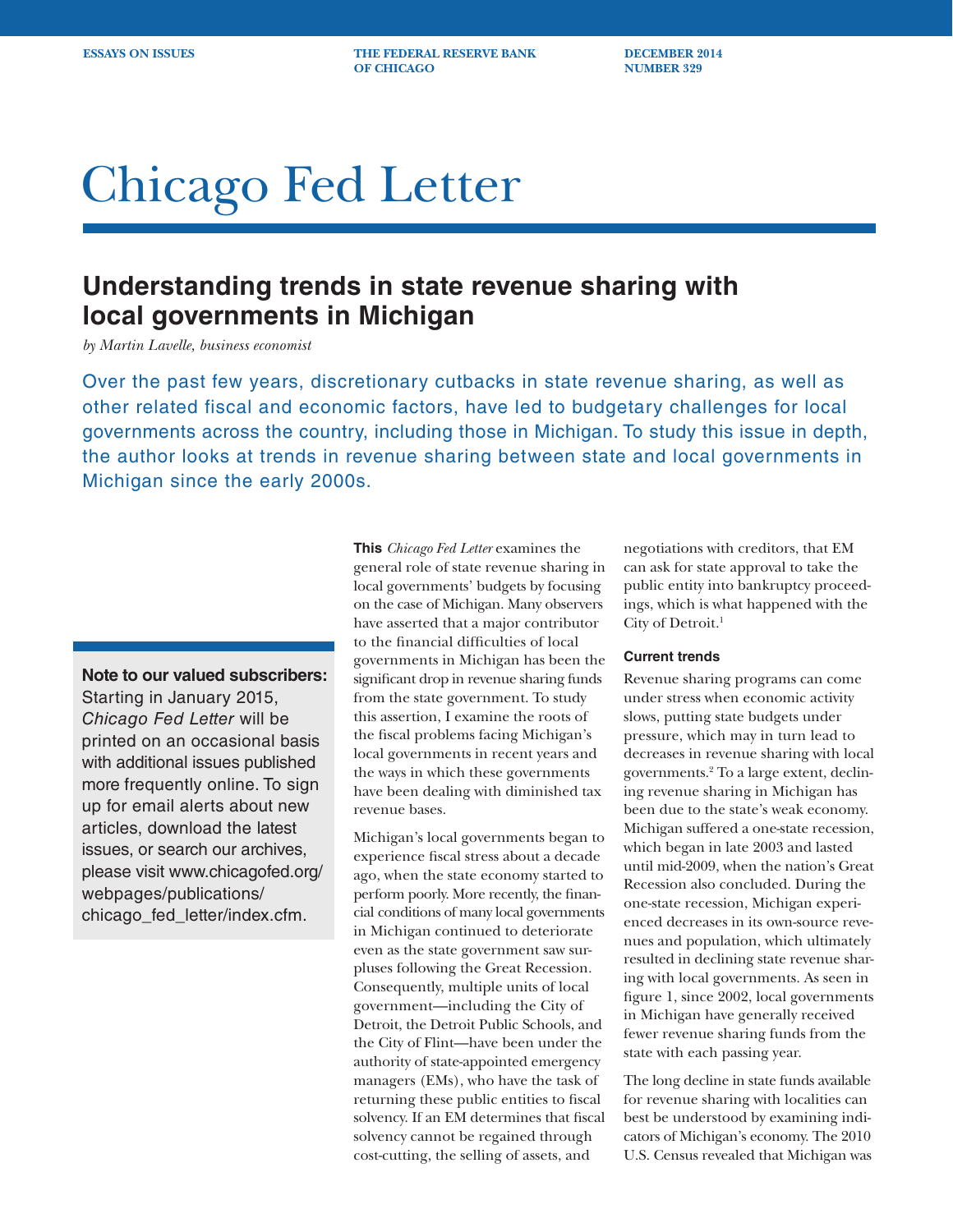ESSAYS ON ISSUES | THE FEDERAL RESERVE BANK OF CHICAGO | DECEMBER 2014 NUMBER 329

# Chicago Fed Letter

## Understanding trends in state revenue sharing with local governments in Michigan

*by Martin Lavelle, business economist*

Over the past few years, discretionary cutbacks in state revenue sharing, as well as other related fiscal and economic factors, have led to budgetary challenges for local governments across the country, including those in Michigan. To study this issue in depth, the author looks at trends in revenue sharing between state and local governments in Michigan since the early 2000s.

**Note to our valued subscribers:** Starting in January 2015, *Chicago Fed Letter* will be printed on an occasional basis with additional issues published more frequently online. To sign up for email alerts about new articles, download the latest issues, or search our archives, please visit www.chicagofed.org/webpages/publications/chicago_fed_letter/index.cfm.

**This** *Chicago Fed Letter* examines the general role of state revenue sharing in local governments' budgets by focusing on the case of Michigan. Many observers have asserted that a major contributor to the financial difficulties of local governments in Michigan has been the significant drop in revenue sharing funds from the state government. To study this assertion, I examine the roots of the fiscal problems facing Michigan's local governments in recent years and the ways in which these governments have been dealing with diminished tax revenue bases.

Michigan's local governments began to experience fiscal stress about a decade ago, when the state economy started to perform poorly. More recently, the financial conditions of many local governments in Michigan continued to deteriorate even as the state government saw surpluses following the Great Recession. Consequently, multiple units of local government—including the City of Detroit, the Detroit Public Schools, and the City of Flint—have been under the authority of state-appointed emergency managers (EMs), who have the task of returning these public entities to fiscal solvency. If an EM determines that fiscal solvency cannot be regained through cost-cutting, the selling of assets, and negotiations with creditors, that EM can ask for state approval to take the public entity into bankruptcy proceedings, which is what happened with the City of Detroit.[1]

### Current trends

Revenue sharing programs can come under stress when economic activity slows, putting state budgets under pressure, which may in turn lead to decreases in revenue sharing with local governments.[2] To a large extent, declining revenue sharing in Michigan has been due to the state's weak economy. Michigan suffered a one-state recession, which began in late 2003 and lasted until mid-2009, when the nation's Great Recession also concluded. During the one-state recession, Michigan experienced decreases in its own-source revenues and population, which ultimately resulted in declining state revenue sharing with local governments. As seen in figure 1, since 2002, local governments in Michigan have generally received fewer revenue sharing funds from the state with each passing year.

The long decline in state funds available for revenue sharing with localities can best be understood by examining indicators of Michigan's economy. The 2010 U.S. Census revealed that Michigan was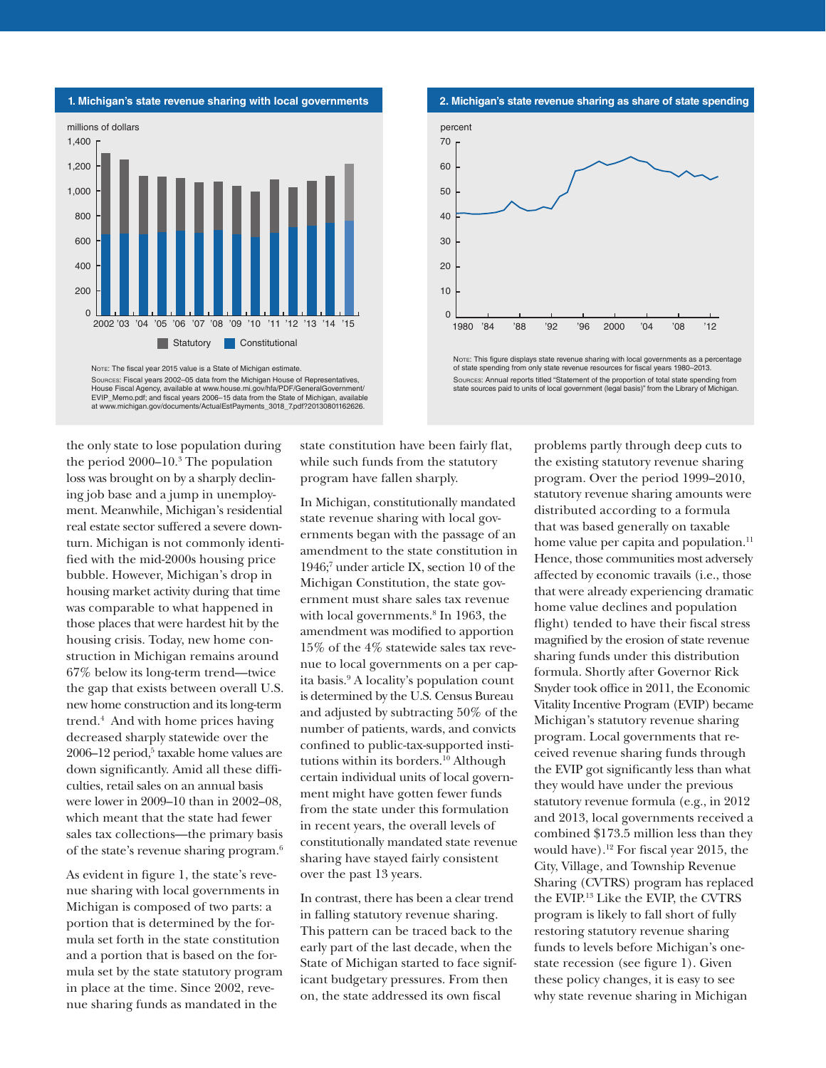**1. Michigan's state revenue sharing with local governments**

NOTE: The fiscal year 2015 value is a State of Michigan estimate.

SOURCES: Fiscal years 2002–05 data from the Michigan House of Representatives, House Fiscal Agency, available at www.house.mi.gov/hfa/PDF/GeneralGovernment/EVIP_Memo.pdf; and fiscal years 2006–15 data from the State of Michigan, available at www.michigan.gov/documents/ActualEstPayments_3018_7.pdf?20130801162626.

**2. Michigan's state revenue sharing as share of state spending**

NOTE: This figure displays state revenue sharing with local governments as a percentage of state spending from only state revenue resources for fiscal years 1980–2013.

SOURCES: Annual reports titled "Statement of the proportion of total state spending from state sources paid to units of local government (legal basis)" from the Library of Michigan.

the only state to lose population during the period 2000–10.[3] The population loss was brought on by a sharply declining job base and a jump in unemployment. Meanwhile, Michigan's residential real estate sector suffered a severe downturn. Michigan is not commonly identified with the mid-2000s housing price bubble. However, Michigan's drop in housing market activity during that time was comparable to what happened in those places that were hardest hit by the housing crisis. Today, new home construction in Michigan remains around 67% below its long-term trend—twice the gap that exists between overall U.S. new home construction and its long-term trend.[4] And with home prices having decreased sharply statewide over the 2006–12 period,[5] taxable home values are down significantly. Amid all these difficulties, retail sales on an annual basis were lower in 2009–10 than in 2002–08, which meant that the state had fewer sales tax collections—the primary basis of the state's revenue sharing program.[6]

As evident in figure 1, the state's revenue sharing with local governments in Michigan is composed of two parts: a portion that is determined by the formula set forth in the state constitution and a portion that is based on the formula set by the state statutory program in place at the time. Since 2002, revenue sharing funds as mandated in the state constitution have been fairly flat, while such funds from the statutory program have fallen sharply.

In Michigan, constitutionally mandated state revenue sharing with local governments began with the passage of an amendment to the state constitution in 1946;[7] under article IX, section 10 of the Michigan Constitution, the state government must share sales tax revenue with local governments.[8] In 1963, the amendment was modified to apportion 15% of the 4% statewide sales tax revenue to local governments on a per capita basis.[9] A locality's population count is determined by the U.S. Census Bureau and adjusted by subtracting 50% of the number of patients, wards, and convicts confined to public-tax-supported institutions within its borders.[10] Although certain individual units of local government might have gotten fewer funds from the state under this formulation in recent years, the overall levels of constitutionally mandated state revenue sharing have stayed fairly consistent over the past 13 years.

In contrast, there has been a clear trend in falling statutory revenue sharing. This pattern can be traced back to the early part of the last decade, when the State of Michigan started to face significant budgetary pressures. From then on, the state addressed its own fiscal problems partly through deep cuts to the existing statutory revenue sharing program. Over the period 1999–2010, statutory revenue sharing amounts were distributed according to a formula that was based generally on taxable home value per capita and population.[11] Hence, those communities most adversely affected by economic travails (i.e., those that were already experiencing dramatic home value declines and population flight) tended to have their fiscal stress magnified by the erosion of state revenue sharing funds under this distribution formula. Shortly after Governor Rick Snyder took office in 2011, the Economic Vitality Incentive Program (EVIP) became Michigan's statutory revenue sharing program. Local governments that received revenue sharing funds through the EVIP got significantly less than what they would have under the previous statutory revenue formula (e.g., in 2012 and 2013, local governments received a combined $173.5 million less than they would have).[12] For fiscal year 2015, the City, Village, and Township Revenue Sharing (CVTRS) program has replaced the EVIP.[13] Like the EVIP, the CVTRS program is likely to fall short of fully restoring statutory revenue sharing funds to levels before Michigan's one-state recession (see figure 1). Given these policy changes, it is easy to see why state revenue sharing in Michigan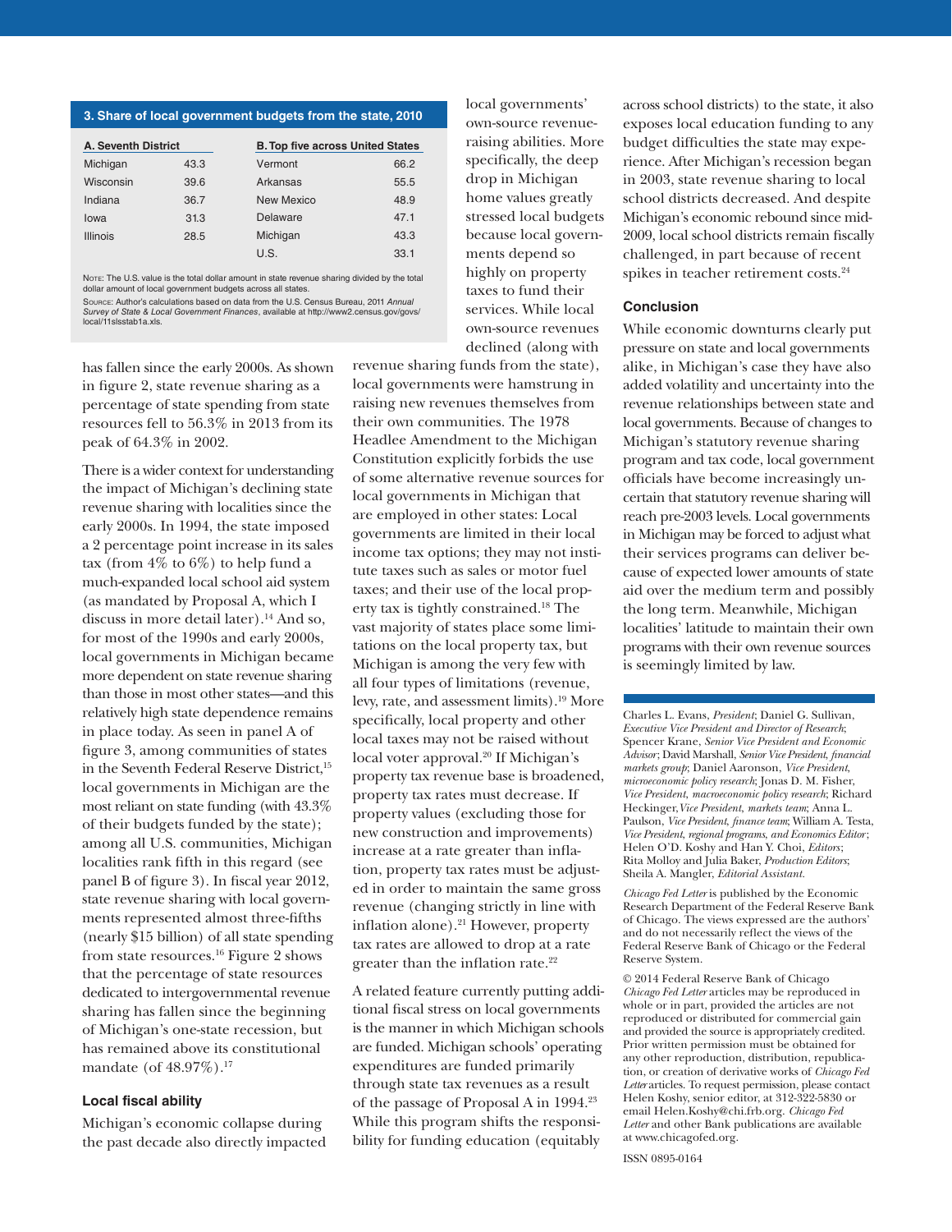**3. Share of local government budgets from the state, 2010**

| A. Seventh District | | B. Top five across United States | |
|---|---|---|---|
| Michigan | 43.3 | Vermont | 66.2 |
| Wisconsin | 39.6 | Arkansas | 55.5 |
| Indiana | 36.7 | New Mexico | 48.9 |
| Iowa | 31.3 | Delaware | 47.1 |
| Illinois | 28.5 | Michigan | 43.3 |
| | | U.S. | 33.1 |

Note: The U.S. value is the total dollar amount in state revenue sharing divided by the total dollar amount of local government budgets across all states.
Source: Author's calculations based on data from the U.S. Census Bureau, 2011 *Annual Survey of State & Local Government Finances*, available at http://www2.census.gov/govs/local/11slsstab1a.xls.

has fallen since the early 2000s. As shown in figure 2, state revenue sharing as a percentage of state spending from state resources fell to 56.3% in 2013 from its peak of 64.3% in 2002.

There is a wider context for understanding the impact of Michigan's declining state revenue sharing with localities since the early 2000s. In 1994, the state imposed a 2 percentage point increase in its sales tax (from 4% to 6%) to help fund a much-expanded local school aid system (as mandated by Proposal A, which I discuss in more detail later).[14] And so, for most of the 1990s and early 2000s, local governments in Michigan became more dependent on state revenue sharing than those in most other states—and this relatively high state dependence remains in place today. As seen in panel A of figure 3, among communities of states in the Seventh Federal Reserve District,[15] local governments in Michigan are the most reliant on state funding (with 43.3% of their budgets funded by the state); among all U.S. communities, Michigan localities rank fifth in this regard (see panel B of figure 3). In fiscal year 2012, state revenue sharing with local governments represented almost three-fifths (nearly $15 billion) of all state spending from state resources.[16] Figure 2 shows that the percentage of state resources dedicated to intergovernmental revenue sharing has fallen since the beginning of Michigan's one-state recession, but has remained above its constitutional mandate (of 48.97%).[17]

### Local fiscal ability

Michigan's economic collapse during the past decade also directly impacted local governments' own-source revenue-raising abilities. More specifically, the deep drop in Michigan home values greatly stressed local budgets because local governments depend so highly on property taxes to fund their services. While local own-source revenues declined (along with revenue sharing funds from the state), local governments were hamstrung in raising new revenues themselves from their own communities. The 1978 Headlee Amendment to the Michigan Constitution explicitly forbids the use of some alternative revenue sources for local governments in Michigan that are employed in other states: Local governments are limited in their local income tax options; they may not institute taxes such as sales or motor fuel taxes; and their use of the local property tax is tightly constrained.[18] The vast majority of states place some limitations on the local property tax, but Michigan is among the very few with all four types of limitations (revenue, levy, rate, and assessment limits).[19] More specifically, local property and other local taxes may not be raised without local voter approval.[20] If Michigan's property tax revenue base is broadened, property tax rates must decrease. If property values (excluding those for new construction and improvements) increase at a rate greater than inflation, property tax rates must be adjusted in order to maintain the same gross revenue (changing strictly in line with inflation alone).[21] However, property tax rates are allowed to drop at a rate greater than the inflation rate.[22]

A related feature currently putting additional fiscal stress on local governments is the manner in which Michigan schools are funded. Michigan schools' operating expenditures are funded primarily through state tax revenues as a result of the passage of Proposal A in 1994.[23] While this program shifts the responsibility for funding education (equitably across school districts) to the state, it also exposes local education funding to any budget difficulties the state may experience. After Michigan's recession began in 2003, state revenue sharing to local school districts decreased. And despite Michigan's economic rebound since mid-2009, local school districts remain fiscally challenged, in part because of recent spikes in teacher retirement costs.[24]

### Conclusion

While economic downturns clearly put pressure on state and local governments alike, in Michigan's case they have also added volatility and uncertainty into the revenue relationships between state and local governments. Because of changes to Michigan's statutory revenue sharing program and tax code, local government officials have become increasingly uncertain that statutory revenue sharing will reach pre-2003 levels. Local governments in Michigan may be forced to adjust what their services programs can deliver because of expected lower amounts of state aid over the medium term and possibly the long term. Meanwhile, Michigan localities' latitude to maintain their own programs with their own revenue sources is seemingly limited by law.

---

Charles L. Evans, *President*; Daniel G. Sullivan, *Executive Vice President and Director of Research*; Spencer Krane, *Senior Vice President and Economic Advisor*; David Marshall, *Senior Vice President, financial markets group*; Daniel Aaronson, *Vice President, microeconomic policy research*; Jonas D. M. Fisher, *Vice President, macroeconomic policy research*; Richard Heckinger, *Vice President, markets team*; Anna L. Paulson, *Vice President, finance team*; William A. Testa, *Vice President, regional programs, and Economics Editor*; Helen O'D. Koshy and Han Y. Choi, *Editors*; Rita Molloy and Julia Baker, *Production Editors*; Sheila A. Mangler, *Editorial Assistant.*

*Chicago Fed Letter* is published by the Economic Research Department of the Federal Reserve Bank of Chicago. The views expressed are the authors' and do not necessarily reflect the views of the Federal Reserve Bank of Chicago or the Federal Reserve System.

© 2014 Federal Reserve Bank of Chicago
*Chicago Fed Letter* articles may be reproduced in whole or in part, provided the articles are not reproduced or distributed for commercial gain and provided the source is appropriately credited. Prior written permission must be obtained for any other reproduction, distribution, republication, or creation of derivative works of *Chicago Fed Letter* articles. To request permission, please contact Helen Koshy, senior editor, at 312-322-5830 or email Helen.Koshy@chi.frb.org. *Chicago Fed Letter* and other Bank publications are available at www.chicagofed.org.

ISSN 0895-0164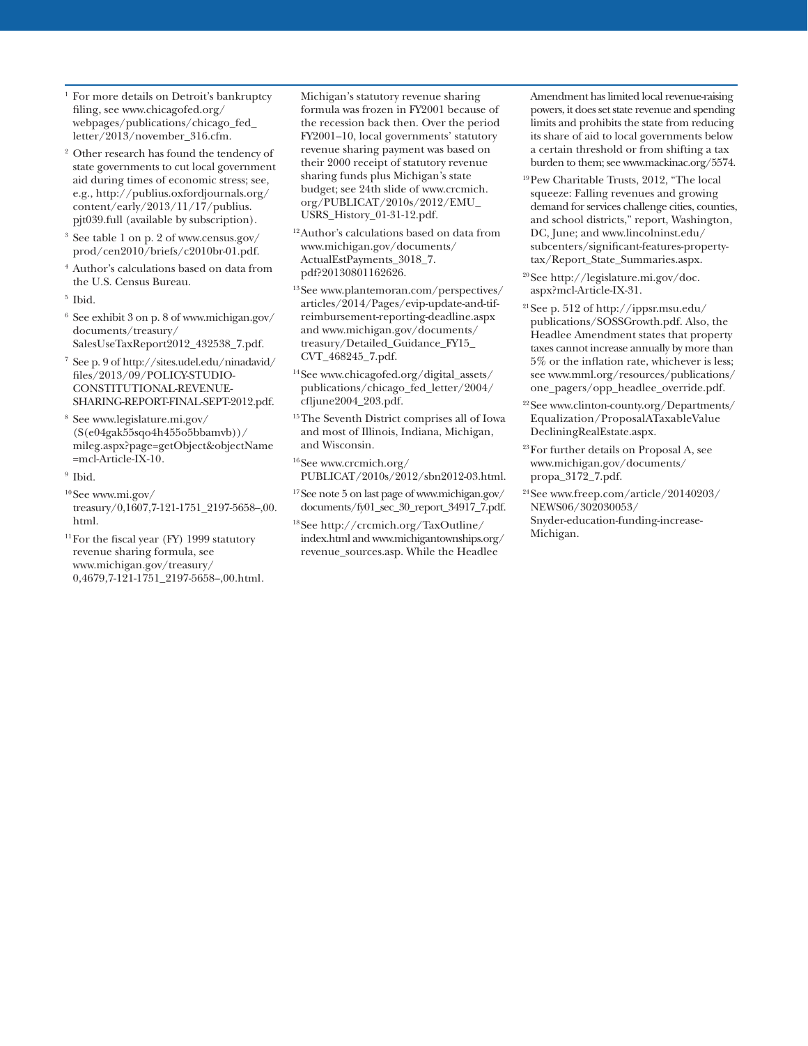1 For more details on Detroit's bankruptcy filing, see www.chicagofed.org/webpages/publications/chicago_fed_letter/2013/november_316.cfm.

2 Other research has found the tendency of state governments to cut local government aid during times of economic stress; see, e.g., http://publius.oxfordjournals.org/content/early/2013/11/17/publius.pjt039.full (available by subscription).

3 See table 1 on p. 2 of www.census.gov/prod/cen2010/briefs/c2010br-01.pdf.

4 Author's calculations based on data from the U.S. Census Bureau.

5 Ibid.

6 See exhibit 3 on p. 8 of www.michigan.gov/documents/treasury/SalesUseTaxReport2012_432538_7.pdf.

7 See p. 9 of http://sites.udel.edu/ninadavid/files/2013/09/POLICY-STUDIO-CONSTITUTIONAL-REVENUE-SHARING-REPORT-FINAL-SEPT-2012.pdf.

8 See www.legislature.mi.gov/(S(e04gak55sqo4h455o5bbamvb))/mileg.aspx?page=getObject&objectName=mcl-Article-IX-10.

9 Ibid.

10 See www.mi.gov/treasury/0,1607,7-121-1751_2197-5658--,00.html.

11 For the fiscal year (FY) 1999 statutory revenue sharing formula, see www.michigan.gov/treasury/0,4679,7-121-1751_2197-5658--,00.html. Michigan's statutory revenue sharing formula was frozen in FY2001 because of the recession back then. Over the period FY2001–10, local governments' statutory revenue sharing payment was based on their 2000 receipt of statutory revenue sharing funds plus Michigan's state budget; see 24th slide of www.crcmich.org/PUBLICAT/2010s/2012/EMU_USRS_History_01-31-12.pdf.

12 Author's calculations based on data from www.michigan.gov/documents/ActualEstPayments_3018_7.pdf?20130801162626.

13 See www.plantemoran.com/perspectives/articles/2014/Pages/evip-update-and-tif-reimbursement-reporting-deadline.aspx and www.michigan.gov/documents/treasury/Detailed_Guidance_FY15_CVT_468245_7.pdf.

14 See www.chicagofed.org/digital_assets/publications/chicago_fed_letter/2004/cfljune2004_203.pdf.

15 The Seventh District comprises all of Iowa and most of Illinois, Indiana, Michigan, and Wisconsin.

16 See www.crcmich.org/PUBLICAT/2010s/2012/sbn2012-03.html.

17 See note 5 on last page of www.michigan.gov/documents/fy01_sec_30_report_34917_7.pdf.

18 See http://crcmich.org/TaxOutline/index.html and www.michigantownships.org/revenue_sources.asp. While the Headlee Amendment has limited local revenue-raising powers, it does set state revenue and spending limits and prohibits the state from reducing its share of aid to local governments below a certain threshold or from shifting a tax burden to them; see www.mackinac.org/5574.

19 Pew Charitable Trusts, 2012, "The local squeeze: Falling revenues and growing demand for services challenge cities, counties, and school districts," report, Washington, DC, June; and www.lincolninst.edu/subcenters/significant-features-property-tax/Report_State_Summaries.aspx.

20 See http://legislature.mi.gov/doc.aspx?mcl-Article-IX-31.

21 See p. 512 of http://ippsr.msu.edu/publications/SOSSGrowth.pdf. Also, the Headlee Amendment states that property taxes cannot increase annually by more than 5% or the inflation rate, whichever is less; see www.mml.org/resources/publications/one_pagers/opp_headlee_override.pdf.

22 See www.clinton-county.org/Departments/Equalization/ProposalATaxableValueDecliningRealEstate.aspx.

23 For further details on Proposal A, see www.michigan.gov/documents/propa_3172_7.pdf.

24 See www.freep.com/article/20140203/NEWS06/302030053/Snyder-education-funding-increase-Michigan.